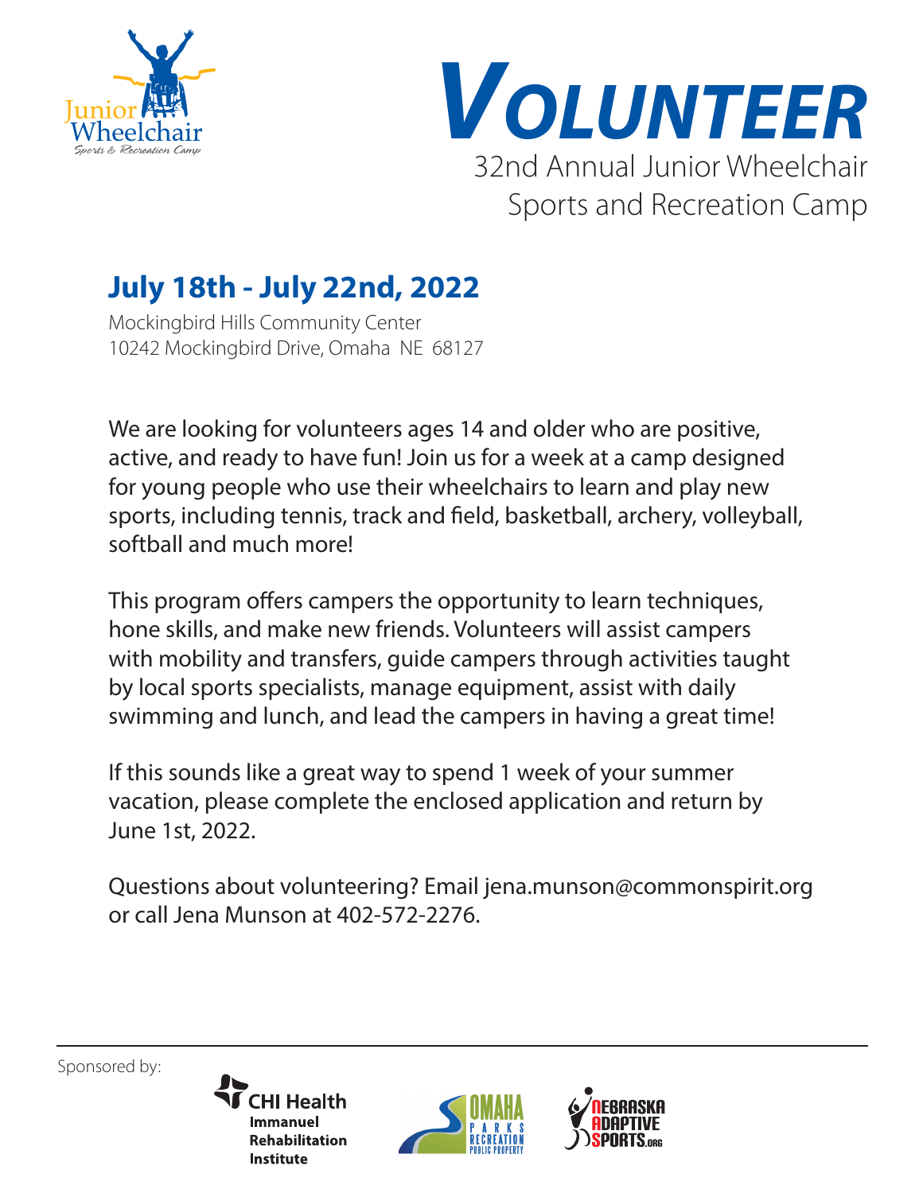Junior Wheelchair
Sports & Recreation Camp

# VOLUNTEER

32nd Annual Junior Wheelchair Sports and Recreation Camp

## July 18th - July 22nd, 2022

Mockingbird Hills Community Center
10242 Mockingbird Drive, Omaha NE 68127

We are looking for volunteers ages 14 and older who are positive, active, and ready to have fun! Join us for a week at a camp designed for young people who use their wheelchairs to learn and play new sports, including tennis, track and field, basketball, archery, volleyball, softball and much more!

This program offers campers the opportunity to learn techniques, hone skills, and make new friends. Volunteers will assist campers with mobility and transfers, guide campers through activities taught by local sports specialists, manage equipment, assist with daily swimming and lunch, and lead the campers in having a great time!

If this sounds like a great way to spend 1 week of your summer vacation, please complete the enclosed application and return by June 1st, 2022.

Questions about volunteering? Email jena.munson@commonspirit.org or call Jena Munson at 402-572-2276.

---

Sponsored by:

CHI Health Immanuel Rehabilitation Institute

Omaha Parks Recreation Public Property

Nebraska Adaptive Sports.org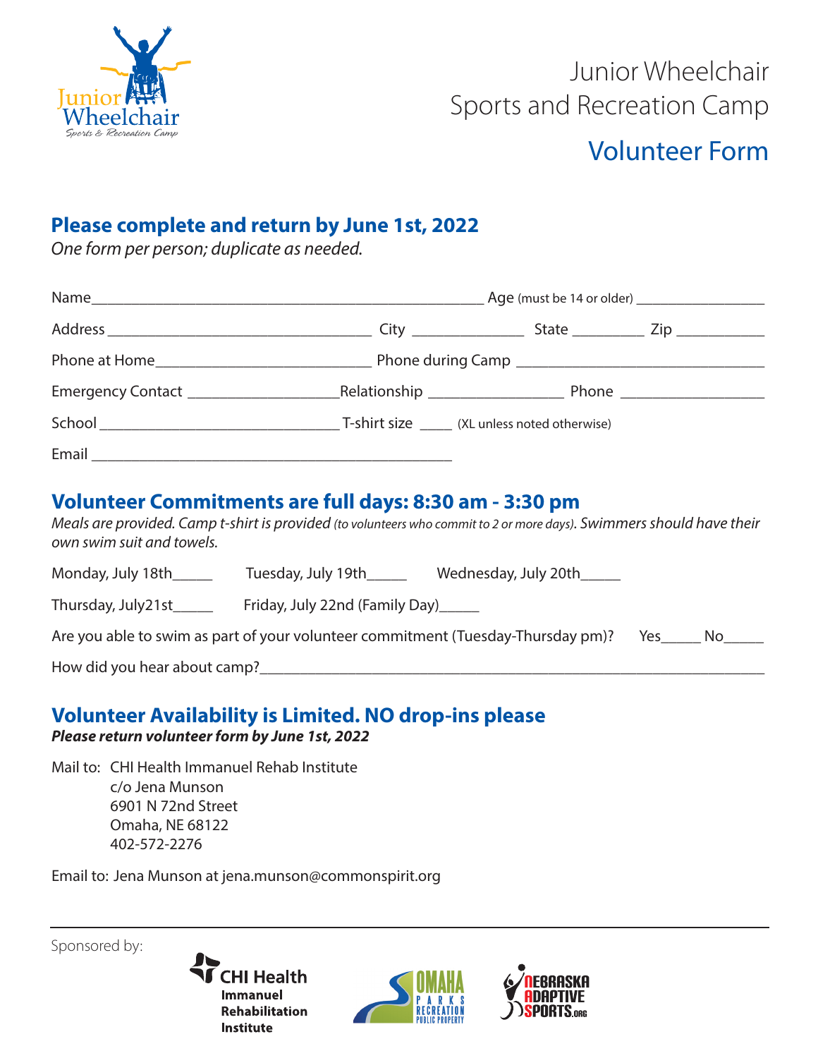Junior Wheelchair
Sports & Recreation Camp

# Junior Wheelchair Sports and Recreation Camp

## Volunteer Form

### Please complete and return by June 1st, 2022

*One form per person; duplicate as needed.*

Name_______________________________________________ Age (must be 14 or older) ________________

Address _________________________________ City ______________ State _________ Zip ___________

Phone at Home___________________________ Phone during Camp _______________________________

Emergency Contact ___________________Relationship _________________ Phone _________________

School ______________________________ T-shirt size ____ (XL unless noted otherwise)

Email _____________________________________________

### Volunteer Commitments are full days: 8:30 am - 3:30 pm

*Meals are provided. Camp t-shirt is provided (to volunteers who commit to 2 or more days). Swimmers should have their own swim suit and towels.*

Monday, July 18th_____ Tuesday, July 19th_____ Wednesday, July 20th_____

Thursday, July21st_____ Friday, July 22nd (Family Day)_____

Are you able to swim as part of your volunteer commitment (Tuesday-Thursday pm)? Yes_____ No_____

How did you hear about camp?_______________________________________________________________

### Volunteer Availability is Limited. NO drop-ins please

***Please return volunteer form by June 1st, 2022***

Mail to: CHI Health Immanuel Rehab Institute
c/o Jena Munson
6901 N 72nd Street
Omaha, NE 68122
402-572-2276

Email to: Jena Munson at jena.munson@commonspirit.org

Sponsored by:

CHI Health Immanuel Rehabilitation Institute

OMAHA PARKS RECREATION PUBLIC PROPERTY

NEBRASKA ADAPTIVE SPORTS.ORG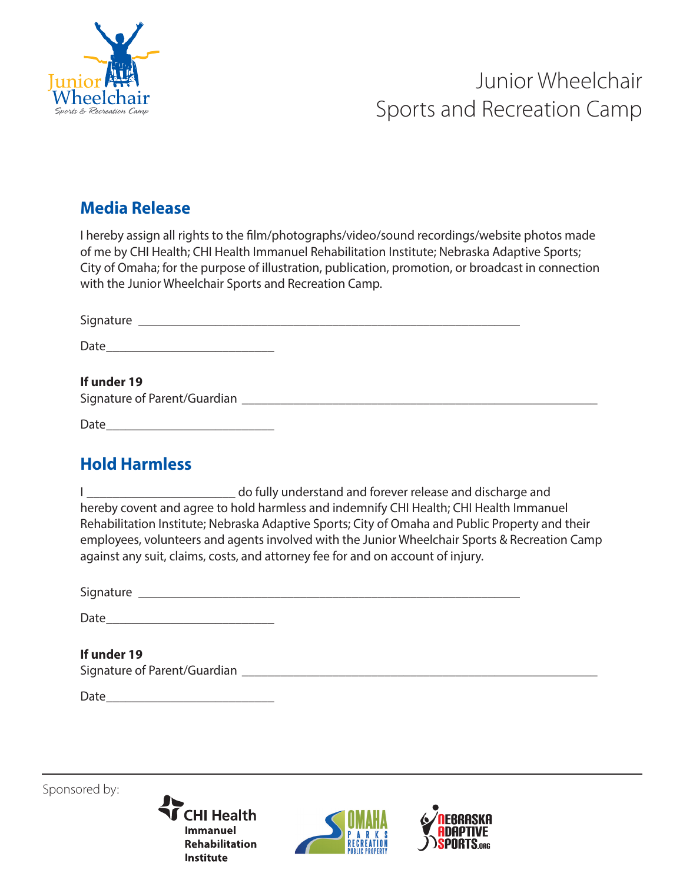Junior Wheelchair
Sports and Recreation Camp

## Media Release

I hereby assign all rights to the film/photographs/video/sound recordings/website photos made of me by CHI Health; CHI Health Immanuel Rehabilitation Institute; Nebraska Adaptive Sports; City of Omaha; for the purpose of illustration, publication, promotion, or broadcast in connection with the Junior Wheelchair Sports and Recreation Camp.

Signature ___________________________________________________________

Date__________________________

**If under 19**
Signature of Parent/Guardian _______________________________________________________

Date__________________________

## Hold Harmless

I ______________________ do fully understand and forever release and discharge and hereby covent and agree to hold harmless and indemnify CHI Health; CHI Health Immanuel Rehabilitation Institute; Nebraska Adaptive Sports; City of Omaha and Public Property and their employees, volunteers and agents involved with the Junior Wheelchair Sports & Recreation Camp against any suit, claims, costs, and attorney fee for and on account of injury.

Signature ___________________________________________________________

Date__________________________

**If under 19**
Signature of Parent/Guardian _______________________________________________________

Date__________________________

Sponsored by:

CHI Health Immanuel Rehabilitation Institute

OMAHA PARKS RECREATION PUBLIC PROPERTY

NEBRASKA ADAPTIVE SPORTS.ORG